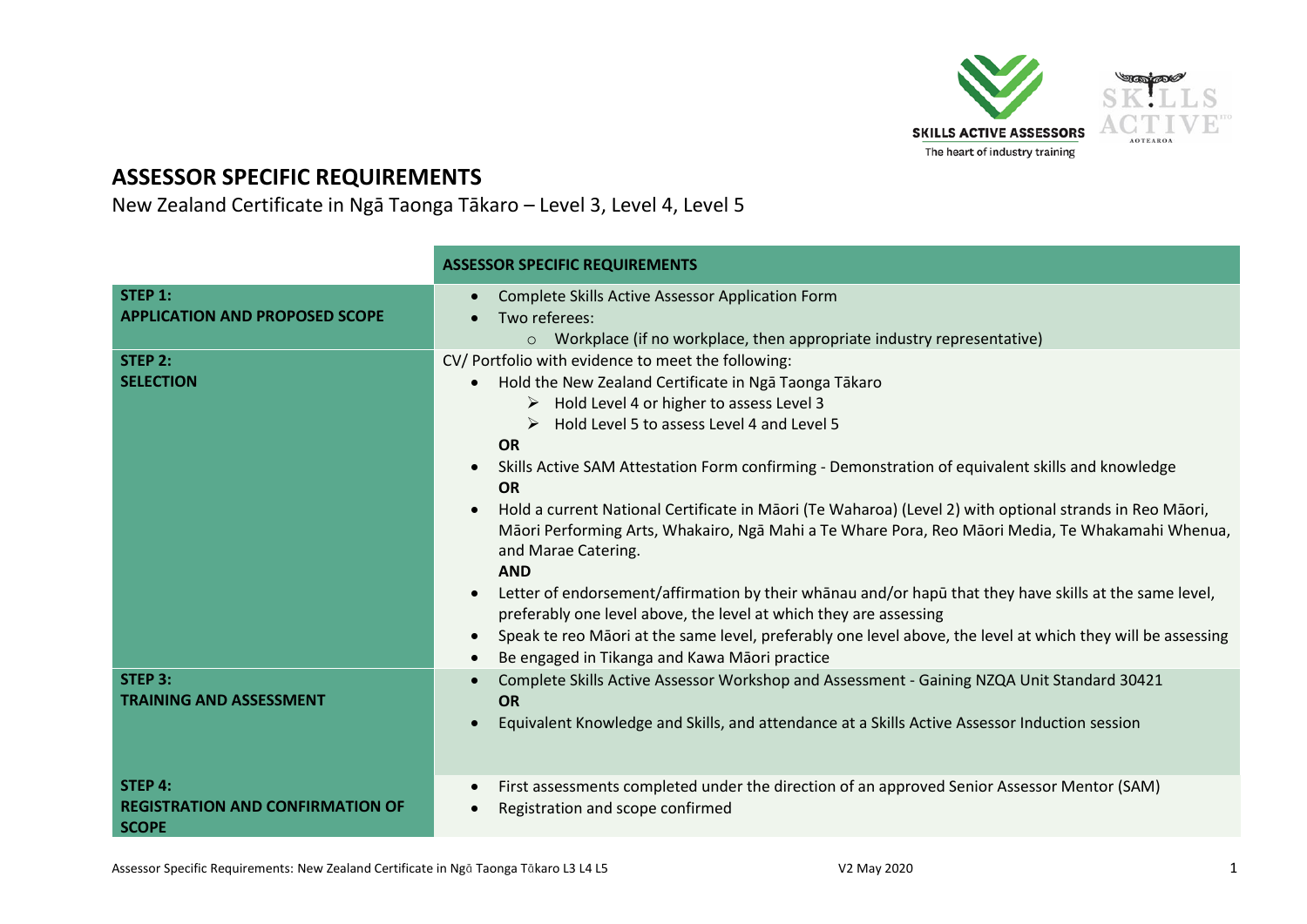# ASSESSOR SPECIFIC REQUIREMENTS

New Zealand Certificate in Ngā Taonga Tākaro – Level 3, Level 4, Level 5

| | ASSESSOR SPECIFIC REQUIREMENTS |
|---|---|
| **STEP 1:**<br>**APPLICATION AND PROPOSED SCOPE** | • Complete Skills Active Assessor Application Form<br>• Two referees:<br>&nbsp;&nbsp;&nbsp;&nbsp;○ Workplace (if no workplace, then appropriate industry representative) |
| **STEP 2:**<br>**SELECTION** | CV/ Portfolio with evidence to meet the following:<br>• Hold the New Zealand Certificate in Ngā Taonga Tākaro<br>&nbsp;&nbsp;&nbsp;&nbsp;➢ Hold Level 4 or higher to assess Level 3<br>&nbsp;&nbsp;&nbsp;&nbsp;➢ Hold Level 5 to assess Level 4 and Level 5<br>**OR**<br>• Skills Active SAM Attestation Form confirming - Demonstration of equivalent skills and knowledge<br>**OR**<br>• Hold a current National Certificate in Māori (Te Waharoa) (Level 2) with optional strands in Reo Māori, Māori Performing Arts, Whakairo, Ngā Mahi a Te Whare Pora, Reo Māori Media, Te Whakamahi Whenua, and Marae Catering.<br>**AND**<br>• Letter of endorsement/affirmation by their whānau and/or hapū that they have skills at the same level, preferably one level above, the level at which they are assessing<br>• Speak te reo Māori at the same level, preferably one level above, the level at which they will be assessing<br>• Be engaged in Tikanga and Kawa Māori practice |
| **STEP 3:**<br>**TRAINING AND ASSESSMENT** | • Complete Skills Active Assessor Workshop and Assessment - Gaining NZQA Unit Standard 30421<br>**OR**<br>• Equivalent Knowledge and Skills, and attendance at a Skills Active Assessor Induction session |
| **STEP 4:**<br>**REGISTRATION AND CONFIRMATION OF SCOPE** | • First assessments completed under the direction of an approved Senior Assessor Mentor (SAM)<br>• Registration and scope confirmed |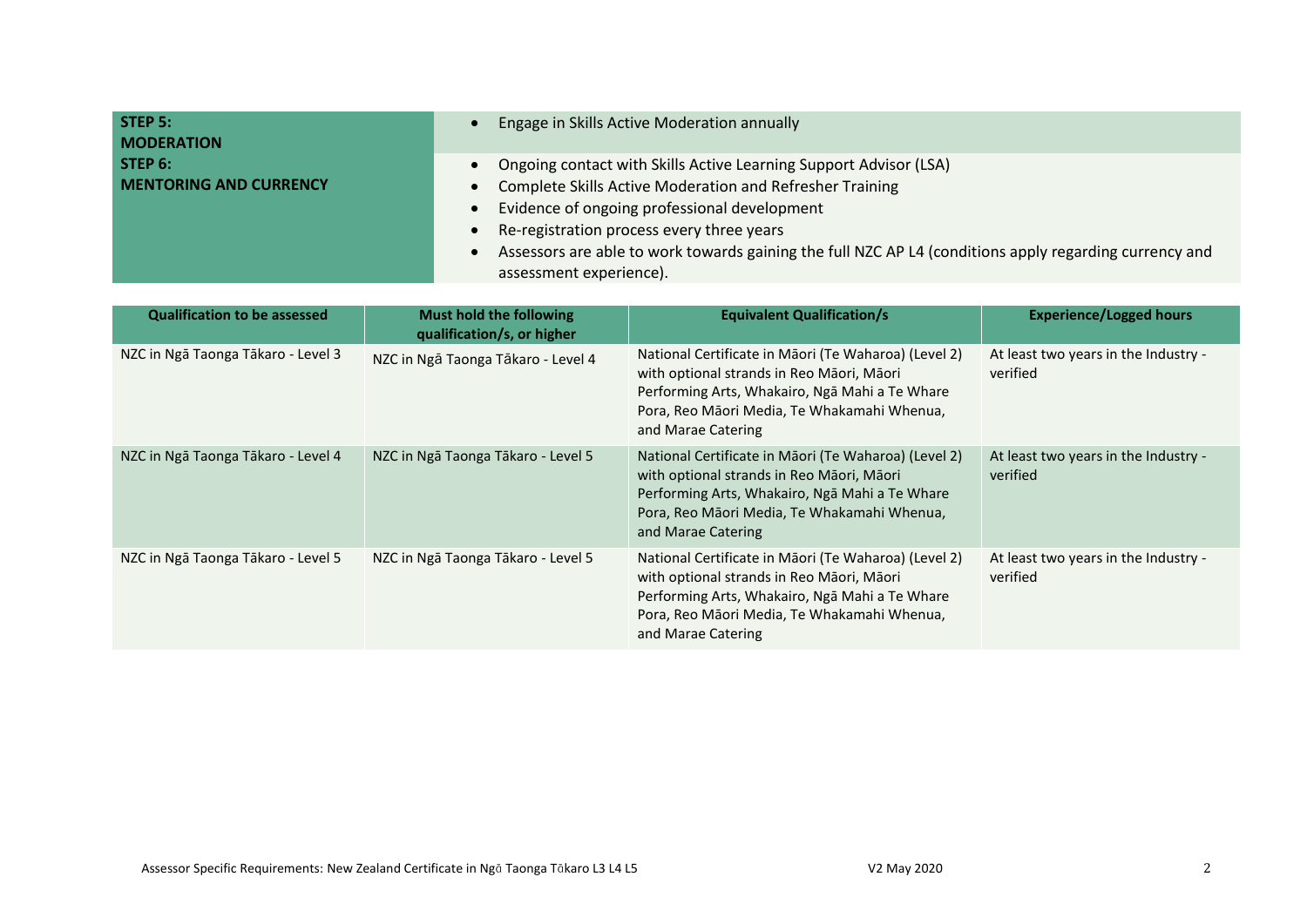| | |
|---|---|
| **STEP 5: MODERATION** | • Engage in Skills Active Moderation annually |
| **STEP 6: MENTORING AND CURRENCY** | • Ongoing contact with Skills Active Learning Support Advisor (LSA)<br>• Complete Skills Active Moderation and Refresher Training<br>• Evidence of ongoing professional development<br>• Re-registration process every three years<br>• Assessors are able to work towards gaining the full NZC AP L4 (conditions apply regarding currency and assessment experience). |

| Qualification to be assessed | Must hold the following qualification/s, or higher | Equivalent Qualification/s | Experience/Logged hours |
|---|---|---|---|
| NZC in Ngā Taonga Tākaro - Level 3 | NZC in Ngā Taonga Tākaro - Level 4 | National Certificate in Māori (Te Waharoa) (Level 2) with optional strands in Reo Māori, Māori Performing Arts, Whakairo, Ngā Mahi a Te Whare Pora, Reo Māori Media, Te Whakamahi Whenua, and Marae Catering | At least two years in the Industry - verified |
| NZC in Ngā Taonga Tākaro - Level 4 | NZC in Ngā Taonga Tākaro - Level 5 | National Certificate in Māori (Te Waharoa) (Level 2) with optional strands in Reo Māori, Māori Performing Arts, Whakairo, Ngā Mahi a Te Whare Pora, Reo Māori Media, Te Whakamahi Whenua, and Marae Catering | At least two years in the Industry - verified |
| NZC in Ngā Taonga Tākaro - Level 5 | NZC in Ngā Taonga Tākaro - Level 5 | National Certificate in Māori (Te Waharoa) (Level 2) with optional strands in Reo Māori, Māori Performing Arts, Whakairo, Ngā Mahi a Te Whare Pora, Reo Māori Media, Te Whakamahi Whenua, and Marae Catering | At least two years in the Industry - verified |